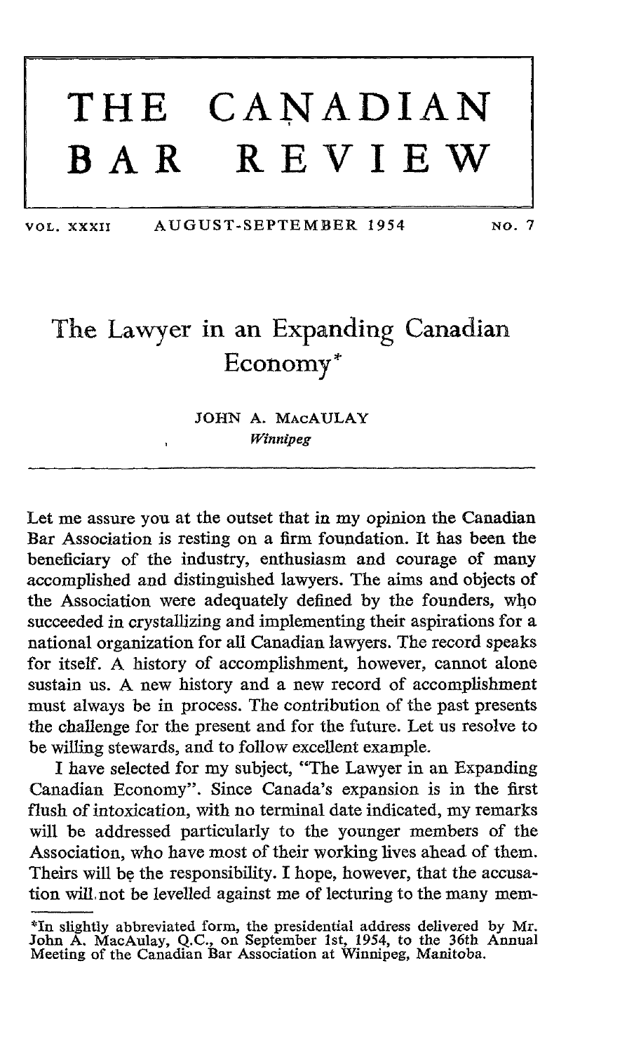# THE CANADIAN BAR REVIEW

VOL. XXXII AUGUST-SEPTEMBER 1954 NO. 7

## The Lawyer in an Expanding Canadian Economy*

JOHN A. MACAULAY
*Winnipeg*

---

Let me assure you at the outset that in my opinion the Canadian Bar Association is resting on a firm foundation. It has been the beneficiary of the industry, enthusiasm and courage of many accomplished and distinguished lawyers. The aims and objects of the Association were adequately defined by the founders, who succeeded in crystallizing and implementing their aspirations for a national organization for all Canadian lawyers. The record speaks for itself. A history of accomplishment, however, cannot alone sustain us. A new history and a new record of accomplishment must always be in process. The contribution of the past presents the challenge for the present and for the future. Let us resolve to be willing stewards, and to follow excellent example.

I have selected for my subject, "The Lawyer in an Expanding Canadian Economy". Since Canada's expansion is in the first flush of intoxication, with no terminal date indicated, my remarks will be addressed particularly to the younger members of the Association, who have most of their working lives ahead of them. Theirs will be the responsibility. I hope, however, that the accusation will not be levelled against me of lecturing to the many mem-

---

*In slightly abbreviated form, the presidential address delivered by Mr. John A. MacAulay, Q.C., on September 1st, 1954, to the 36th Annual Meeting of the Canadian Bar Association at Winnipeg, Manitoba.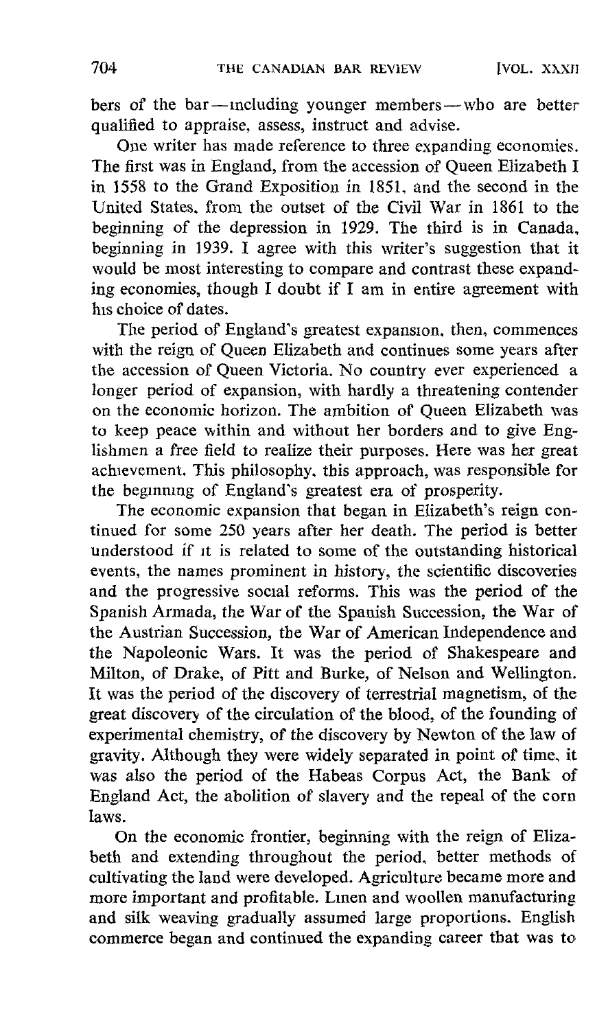bers of the bar—including younger members—who are better qualified to appraise, assess, instruct and advise.

One writer has made reference to three expanding economies. The first was in England, from the accession of Queen Elizabeth I in 1558 to the Grand Exposition in 1851, and the second in the United States, from the outset of the Civil War in 1861 to the beginning of the depression in 1929. The third is in Canada, beginning in 1939. I agree with this writer's suggestion that it would be most interesting to compare and contrast these expanding economies, though I doubt if I am in entire agreement with his choice of dates.

The period of England's greatest expansion, then, commences with the reign of Queen Elizabeth and continues some years after the accession of Queen Victoria. No country ever experienced a longer period of expansion, with hardly a threatening contender on the economic horizon. The ambition of Queen Elizabeth was to keep peace within and without her borders and to give Englishmen a free field to realize their purposes. Here was her great achievement. This philosophy, this approach, was responsible for the beginning of England's greatest era of prosperity.

The economic expansion that began in Elizabeth's reign continued for some 250 years after her death. The period is better understood if it is related to some of the outstanding historical events, the names prominent in history, the scientific discoveries and the progressive social reforms. This was the period of the Spanish Armada, the War of the Spanish Succession, the War of the Austrian Succession, the War of American Independence and the Napoleonic Wars. It was the period of Shakespeare and Milton, of Drake, of Pitt and Burke, of Nelson and Wellington. It was the period of the discovery of terrestrial magnetism, of the great discovery of the circulation of the blood, of the founding of experimental chemistry, of the discovery by Newton of the law of gravity. Although they were widely separated in point of time, it was also the period of the Habeas Corpus Act, the Bank of England Act, the abolition of slavery and the repeal of the corn laws.

On the economic frontier, beginning with the reign of Elizabeth and extending throughout the period, better methods of cultivating the land were developed. Agriculture became more and more important and profitable. Linen and woollen manufacturing and silk weaving gradually assumed large proportions. English commerce began and continued the expanding career that was to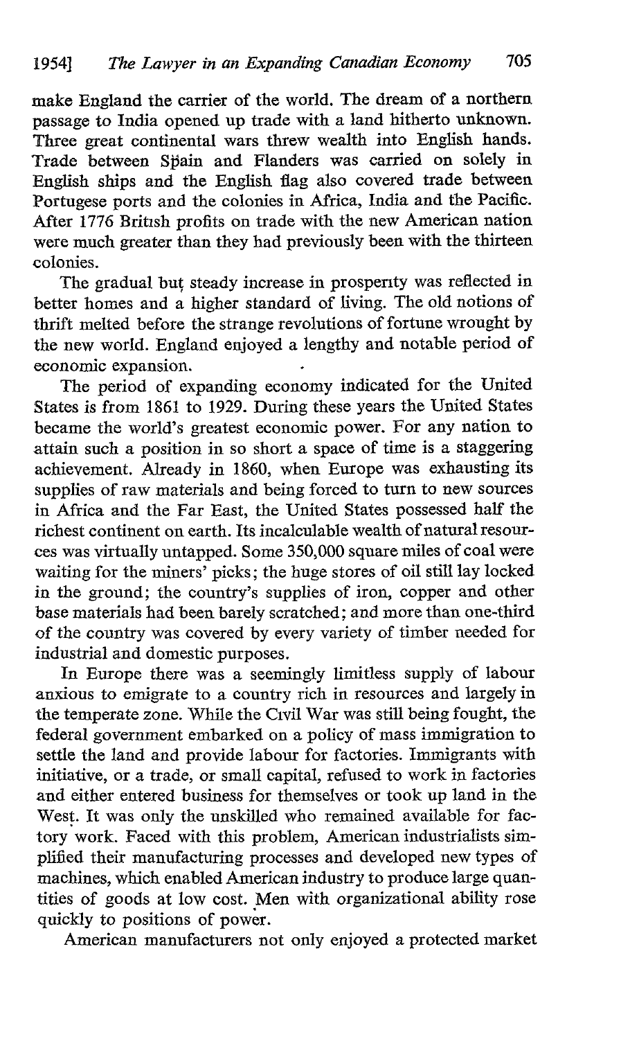make England the carrier of the world. The dream of a northern passage to India opened up trade with a land hitherto unknown. Three great continental wars threw wealth into English hands. Trade between Spain and Flanders was carried on solely in English ships and the English flag also covered trade between Portugese ports and the colonies in Africa, India and the Pacific. After 1776 British profits on trade with the new American nation were much greater than they had previously been with the thirteen colonies.

The gradual but steady increase in prosperity was reflected in better homes and a higher standard of living. The old notions of thrift melted before the strange revolutions of fortune wrought by the new world. England enjoyed a lengthy and notable period of economic expansion.

The period of expanding economy indicated for the United States is from 1861 to 1929. During these years the United States became the world's greatest economic power. For any nation to attain such a position in so short a space of time is a staggering achievement. Already in 1860, when Europe was exhausting its supplies of raw materials and being forced to turn to new sources in Africa and the Far East, the United States possessed half the richest continent on earth. Its incalculable wealth of natural resources was virtually untapped. Some 350,000 square miles of coal were waiting for the miners' picks; the huge stores of oil still lay locked in the ground; the country's supplies of iron, copper and other base materials had been barely scratched; and more than one-third of the country was covered by every variety of timber needed for industrial and domestic purposes.

In Europe there was a seemingly limitless supply of labour anxious to emigrate to a country rich in resources and largely in the temperate zone. While the Civil War was still being fought, the federal government embarked on a policy of mass immigration to settle the land and provide labour for factories. Immigrants with initiative, or a trade, or small capital, refused to work in factories and either entered business for themselves or took up land in the West. It was only the unskilled who remained available for factory work. Faced with this problem, American industrialists simplified their manufacturing processes and developed new types of machines, which enabled American industry to produce large quantities of goods at low cost. Men with organizational ability rose quickly to positions of power.

American manufacturers not only enjoyed a protected market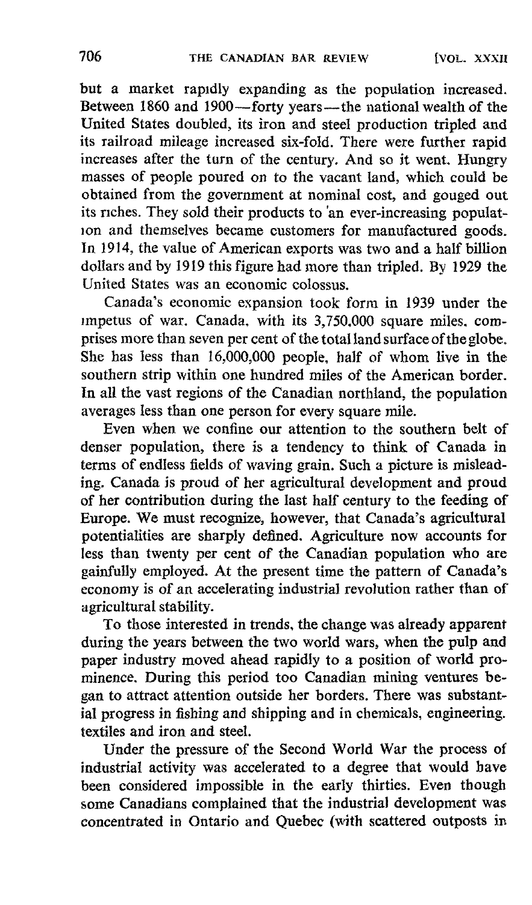but a market rapidly expanding as the population increased. Between 1860 and 1900—forty years—the national wealth of the United States doubled, its iron and steel production tripled and its railroad mileage increased six-fold. There were further rapid increases after the turn of the century. And so it went. Hungry masses of people poured on to the vacant land, which could be obtained from the government at nominal cost, and gouged out its riches. They sold their products to an ever-increasing population and themselves became customers for manufactured goods. In 1914, the value of American exports was two and a half billion dollars and by 1919 this figure had more than tripled. By 1929 the United States was an economic colossus.

Canada's economic expansion took form in 1939 under the impetus of war. Canada, with its 3,750,000 square miles, comprises more than seven per cent of the total land surface of the globe. She has less than 16,000,000 people, half of whom live in the southern strip within one hundred miles of the American border. In all the vast regions of the Canadian northland, the population averages less than one person for every square mile.

Even when we confine our attention to the southern belt of denser population, there is a tendency to think of Canada in terms of endless fields of waving grain. Such a picture is misleading. Canada is proud of her agricultural development and proud of her contribution during the last half century to the feeding of Europe. We must recognize, however, that Canada's agricultural potentialities are sharply defined. Agriculture now accounts for less than twenty per cent of the Canadian population who are gainfully employed. At the present time the pattern of Canada's economy is of an accelerating industrial revolution rather than of agricultural stability.

To those interested in trends, the change was already apparent during the years between the two world wars, when the pulp and paper industry moved ahead rapidly to a position of world prominence. During this period too Canadian mining ventures began to attract attention outside her borders. There was substantial progress in fishing and shipping and in chemicals, engineering, textiles and iron and steel.

Under the pressure of the Second World War the process of industrial activity was accelerated to a degree that would have been considered impossible in the early thirties. Even though some Canadians complained that the industrial development was concentrated in Ontario and Quebec (with scattered outposts in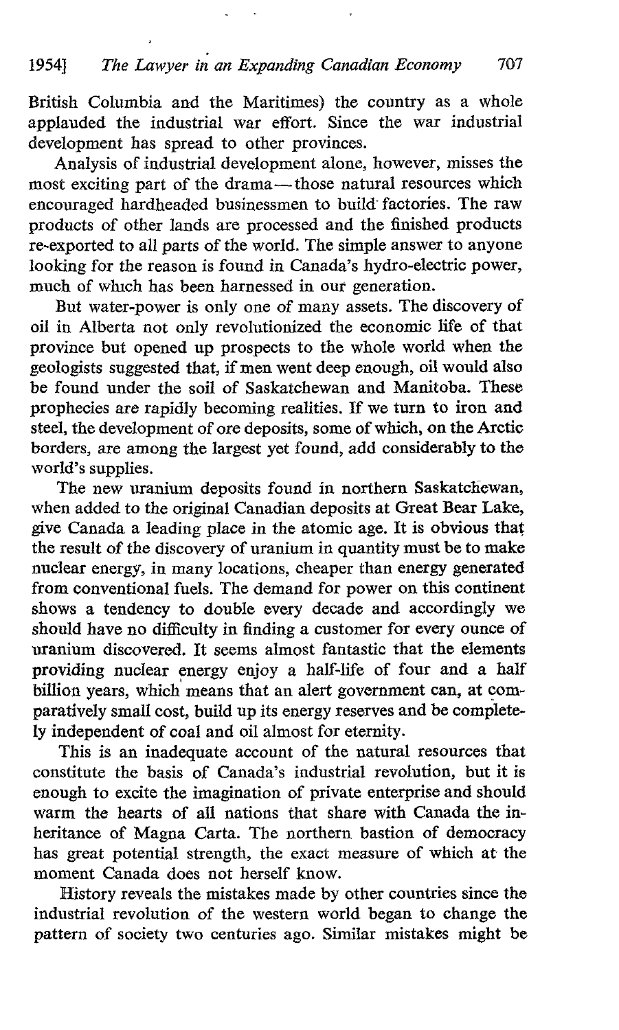British Columbia and the Maritimes) the country as a whole applauded the industrial war effort. Since the war industrial development has spread to other provinces.

Analysis of industrial development alone, however, misses the most exciting part of the drama—those natural resources which encouraged hardheaded businessmen to build factories. The raw products of other lands are processed and the finished products re-exported to all parts of the world. The simple answer to anyone looking for the reason is found in Canada's hydro-electric power, much of which has been harnessed in our generation.

But water-power is only one of many assets. The discovery of oil in Alberta not only revolutionized the economic life of that province but opened up prospects to the whole world when the geologists suggested that, if men went deep enough, oil would also be found under the soil of Saskatchewan and Manitoba. These prophecies are rapidly becoming realities. If we turn to iron and steel, the development of ore deposits, some of which, on the Arctic borders, are among the largest yet found, add considerably to the world's supplies.

The new uranium deposits found in northern Saskatchewan, when added to the original Canadian deposits at Great Bear Lake, give Canada a leading place in the atomic age. It is obvious that the result of the discovery of uranium in quantity must be to make nuclear energy, in many locations, cheaper than energy generated from conventional fuels. The demand for power on this continent shows a tendency to double every decade and accordingly we should have no difficulty in finding a customer for every ounce of uranium discovered. It seems almost fantastic that the elements providing nuclear energy enjoy a half-life of four and a half billion years, which means that an alert government can, at comparatively small cost, build up its energy reserves and be completely independent of coal and oil almost for eternity.

This is an inadequate account of the natural resources that constitute the basis of Canada's industrial revolution, but it is enough to excite the imagination of private enterprise and should warm the hearts of all nations that share with Canada the inheritance of Magna Carta. The northern bastion of democracy has great potential strength, the exact measure of which at the moment Canada does not herself know.

History reveals the mistakes made by other countries since the industrial revolution of the western world began to change the pattern of society two centuries ago. Similar mistakes might be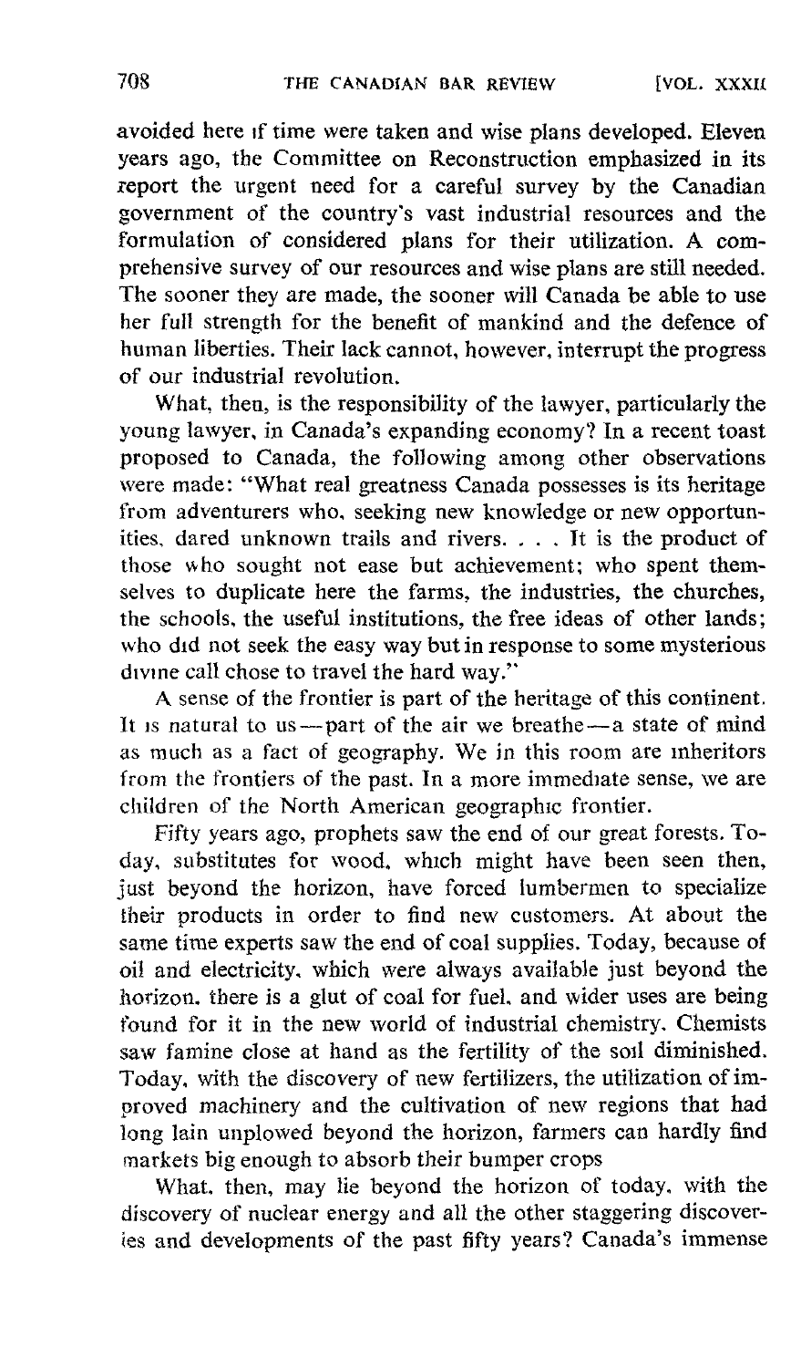avoided here if time were taken and wise plans developed. Eleven years ago, the Committee on Reconstruction emphasized in its report the urgent need for a careful survey by the Canadian government of the country's vast industrial resources and the formulation of considered plans for their utilization. A comprehensive survey of our resources and wise plans are still needed. The sooner they are made, the sooner will Canada be able to use her full strength for the benefit of mankind and the defence of human liberties. Their lack cannot, however, interrupt the progress of our industrial revolution.

What, then, is the responsibility of the lawyer, particularly the young lawyer, in Canada's expanding economy? In a recent toast proposed to Canada, the following among other observations were made: "What real greatness Canada possesses is its heritage from adventurers who, seeking new knowledge or new opportunities, dared unknown trails and rivers. . . . It is the product of those who sought not ease but achievement; who spent themselves to duplicate here the farms, the industries, the churches, the schools, the useful institutions, the free ideas of other lands; who did not seek the easy way but in response to some mysterious divine call chose to travel the hard way."

A sense of the frontier is part of the heritage of this continent. It is natural to us—part of the air we breathe—a state of mind as much as a fact of geography. We in this room are inheritors from the frontiers of the past. In a more immediate sense, we are children of the North American geographic frontier.

Fifty years ago, prophets saw the end of our great forests. Today, substitutes for wood, which might have been seen then, just beyond the horizon, have forced lumbermen to specialize their products in order to find new customers. At about the same time experts saw the end of coal supplies. Today, because of oil and electricity, which were always available just beyond the horizon, there is a glut of coal for fuel, and wider uses are being found for it in the new world of industrial chemistry. Chemists saw famine close at hand as the fertility of the soil diminished. Today, with the discovery of new fertilizers, the utilization of improved machinery and the cultivation of new regions that had long lain unplowed beyond the horizon, farmers can hardly find markets big enough to absorb their bumper crops

What, then, may lie beyond the horizon of today, with the discovery of nuclear energy and all the other staggering discoveries and developments of the past fifty years? Canada's immense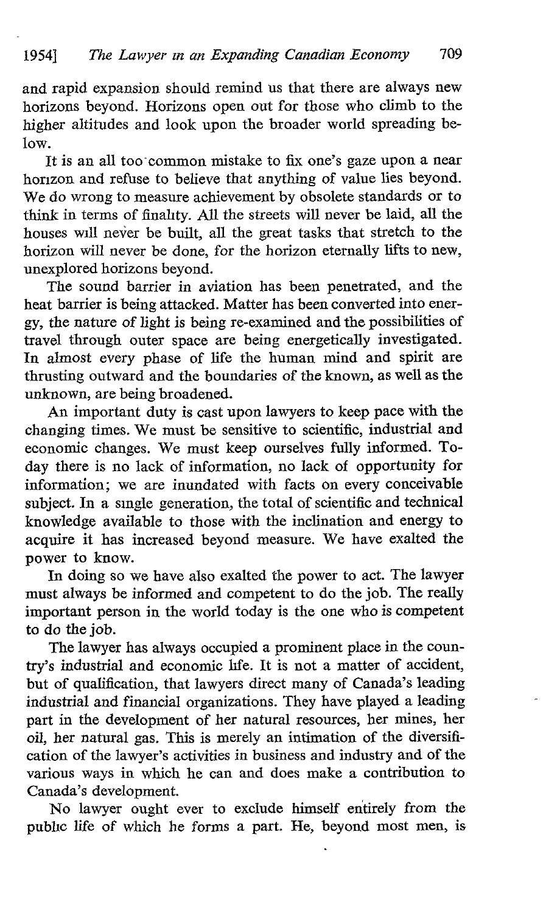and rapid expansion should remind us that there are always new horizons beyond. Horizons open out for those who climb to the higher altitudes and look upon the broader world spreading below.

It is an all too common mistake to fix one's gaze upon a near horizon and refuse to believe that anything of value lies beyond. We do wrong to measure achievement by obsolete standards or to think in terms of finality. All the streets will never be laid, all the houses will never be built, all the great tasks that stretch to the horizon will never be done, for the horizon eternally lifts to new, unexplored horizons beyond.

The sound barrier in aviation has been penetrated, and the heat barrier is being attacked. Matter has been converted into energy, the nature of light is being re-examined and the possibilities of travel through outer space are being energetically investigated. In almost every phase of life the human mind and spirit are thrusting outward and the boundaries of the known, as well as the unknown, are being broadened.

An important duty is cast upon lawyers to keep pace with the changing times. We must be sensitive to scientific, industrial and economic changes. We must keep ourselves fully informed. Today there is no lack of information, no lack of opportunity for information; we are inundated with facts on every conceivable subject. In a single generation, the total of scientific and technical knowledge available to those with the inclination and energy to acquire it has increased beyond measure. We have exalted the power to know.

In doing so we have also exalted the power to act. The lawyer must always be informed and competent to do the job. The really important person in the world today is the one who is competent to do the job.

The lawyer has always occupied a prominent place in the country's industrial and economic life. It is not a matter of accident, but of qualification, that lawyers direct many of Canada's leading industrial and financial organizations. They have played a leading part in the development of her natural resources, her mines, her oil, her natural gas. This is merely an intimation of the diversification of the lawyer's activities in business and industry and of the various ways in which he can and does make a contribution to Canada's development.

No lawyer ought ever to exclude himself entirely from the public life of which he forms a part. He, beyond most men, is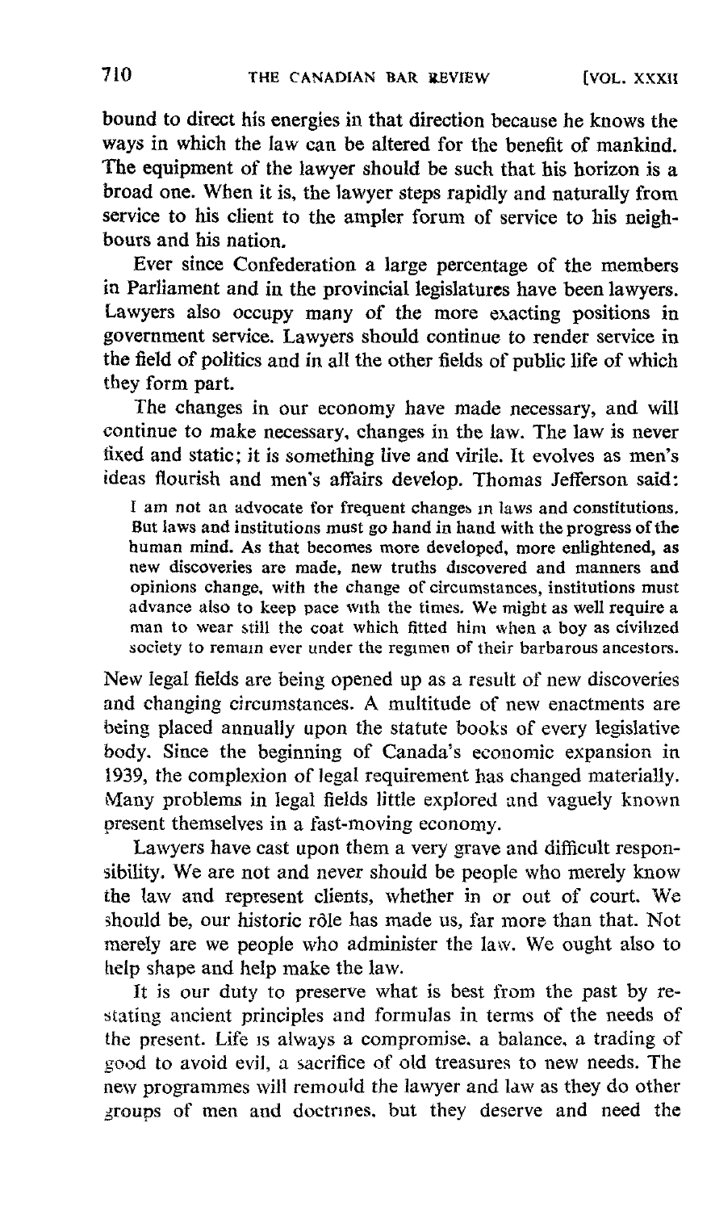bound to direct his energies in that direction because he knows the ways in which the law can be altered for the benefit of mankind. The equipment of the lawyer should be such that his horizon is a broad one. When it is, the lawyer steps rapidly and naturally from service to his client to the ampler forum of service to his neighbours and his nation.

Ever since Confederation a large percentage of the members in Parliament and in the provincial legislatures have been lawyers. Lawyers also occupy many of the more exacting positions in government service. Lawyers should continue to render service in the field of politics and in all the other fields of public life of which they form part.

The changes in our economy have made necessary, and will continue to make necessary, changes in the law. The law is never fixed and static; it is something live and virile. It evolves as men's ideas flourish and men's affairs develop. Thomas Jefferson said:

> I am not an advocate for frequent changes in laws and constitutions. But laws and institutions must go hand in hand with the progress of the human mind. As that becomes more developed, more enlightened, as new discoveries are made, new truths discovered and manners and opinions change, with the change of circumstances, institutions must advance also to keep pace with the times. We might as well require a man to wear still the coat which fitted him when a boy as civilized society to remain ever under the regimen of their barbarous ancestors.

New legal fields are being opened up as a result of new discoveries and changing circumstances. A multitude of new enactments are being placed annually upon the statute books of every legislative body. Since the beginning of Canada's economic expansion in 1939, the complexion of legal requirement has changed materially. Many problems in legal fields little explored and vaguely known present themselves in a fast-moving economy.

Lawyers have cast upon them a very grave and difficult responsibility. We are not and never should be people who merely know the law and represent clients, whether in or out of court. We should be, our historic rôle has made us, far more than that. Not merely are we people who administer the law. We ought also to help shape and help make the law.

It is our duty to preserve what is best from the past by restating ancient principles and formulas in terms of the needs of the present. Life is always a compromise, a balance, a trading of good to avoid evil, a sacrifice of old treasures to new needs. The new programmes will remould the lawyer and law as they do other groups of men and doctrines, but they deserve and need the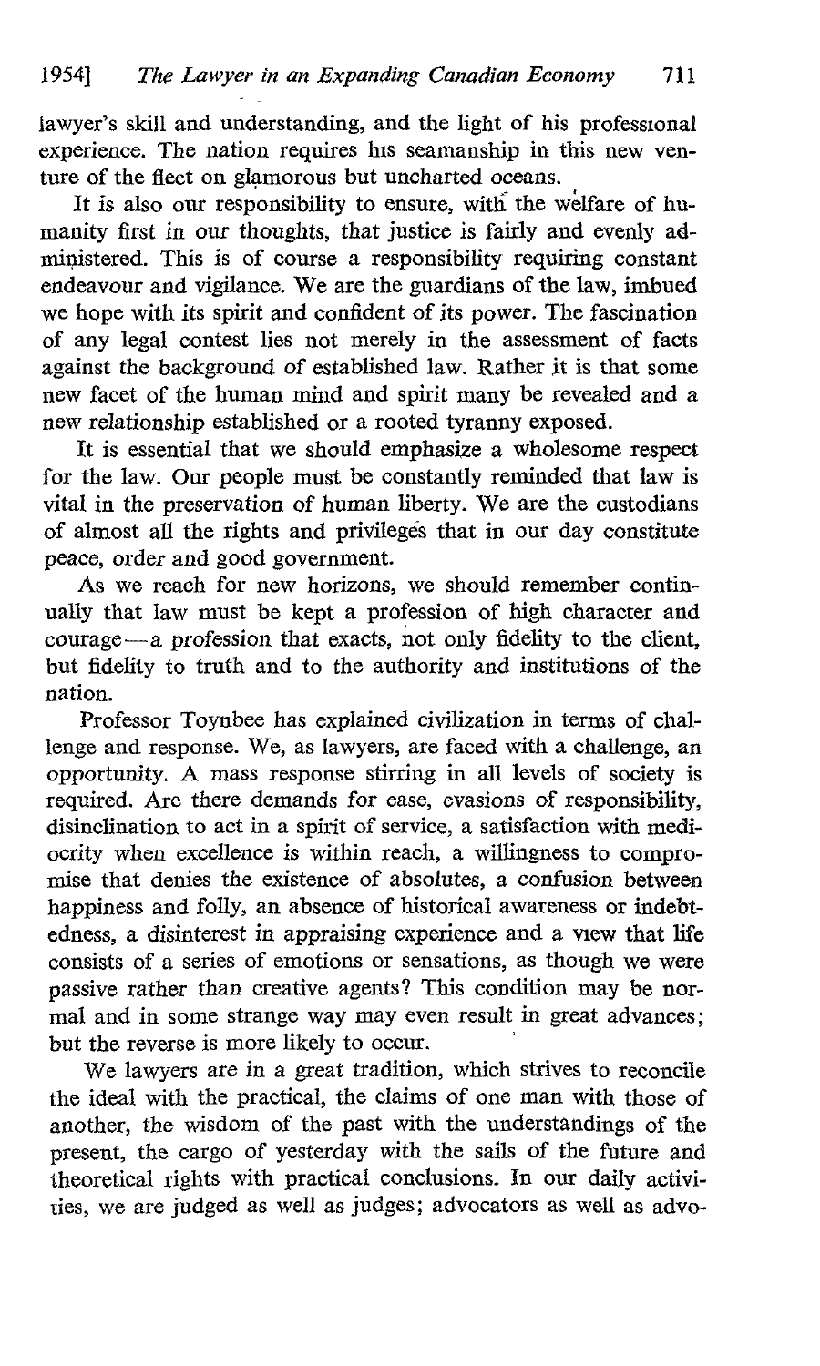lawyer's skill and understanding, and the light of his professional experience. The nation requires his seamanship in this new venture of the fleet on glamorous but uncharted oceans.

It is also our responsibility to ensure, with the welfare of humanity first in our thoughts, that justice is fairly and evenly administered. This is of course a responsibility requiring constant endeavour and vigilance. We are the guardians of the law, imbued we hope with its spirit and confident of its power. The fascination of any legal contest lies not merely in the assessment of facts against the background of established law. Rather it is that some new facet of the human mind and spirit many be revealed and a new relationship established or a rooted tyranny exposed.

It is essential that we should emphasize a wholesome respect for the law. Our people must be constantly reminded that law is vital in the preservation of human liberty. We are the custodians of almost all the rights and privileges that in our day constitute peace, order and good government.

As we reach for new horizons, we should remember continually that law must be kept a profession of high character and courage — a profession that exacts, not only fidelity to the client, but fidelity to truth and to the authority and institutions of the nation.

Professor Toynbee has explained civilization in terms of challenge and response. We, as lawyers, are faced with a challenge, an opportunity. A mass response stirring in all levels of society is required. Are there demands for ease, evasions of responsibility, disinclination to act in a spirit of service, a satisfaction with mediocrity when excellence is within reach, a willingness to compromise that denies the existence of absolutes, a confusion between happiness and folly, an absence of historical awareness or indebtedness, a disinterest in appraising experience and a view that life consists of a series of emotions or sensations, as though we were passive rather than creative agents? This condition may be normal and in some strange way may even result in great advances; but the reverse is more likely to occur.

We lawyers are in a great tradition, which strives to reconcile the ideal with the practical, the claims of one man with those of another, the wisdom of the past with the understandings of the present, the cargo of yesterday with the sails of the future and theoretical rights with practical conclusions. In our daily activities, we are judged as well as judges; advocators as well as advo-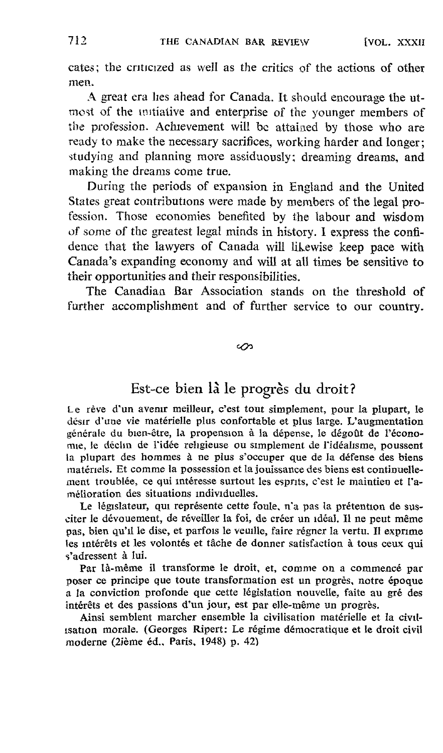cates; the criticized as well as the critics of the actions of other men.

A great era lies ahead for Canada. It should encourage the utmost of the initiative and enterprise of the younger members of the profession. Achievement will be attained by those who are ready to make the necessary sacrifices, working harder and longer; studying and planning more assiduously; dreaming dreams, and making the dreams come true.

During the periods of expansion in England and the United States great contributions were made by members of the legal profession. Those economies benefited by the labour and wisdom of some of the greatest legal minds in history. I express the confidence that the lawyers of Canada will likewise keep pace with Canada's expanding economy and will at all times be sensitive to their opportunities and their responsibilities.

The Canadian Bar Association stands on the threshold of further accomplishment and of further service to our country.

## Est-ce bien là le progrès du droit?

Le rêve d'un avenir meilleur, c'est tout simplement, pour la plupart, le désir d'une vie matérielle plus confortable et plus large. L'augmentation générale du bien-être, la propension à la dépense, le dégoût de l'économie, le déclin de l'idée religieuse ou simplement de l'idéalisme, poussent la plupart des hommes à ne plus s'occuper que de la défense des biens matériels. Et comme la possession et la jouissance des biens est continuellement troublée, ce qui intéresse surtout les esprits, c'est le maintien et l'amélioration des situations individuelles.

Le législateur, qui représente cette foule, n'a pas la prétention de susciter le dévouement, de réveiller la foi, de créer un idéal. Il ne peut même pas, bien qu'il le dise, et parfois le veuille, faire régner la vertu. Il exprime les intérêts et les volontés et tâche de donner satisfaction à tous ceux qui s'adressent à lui.

Par là-même il transforme le droit, et, comme on a commencé par poser ce principe que toute transformation est un progrès, notre époque a la conviction profonde que cette législation nouvelle, faite au gré des intérêts et des passions d'un jour, est par elle-même un progrès.

Ainsi semblent marcher ensemble la civilisation matérielle et la civilisation morale. (Georges Ripert: Le régime démocratique et le droit civil moderne (2ième éd., Paris, 1948) p. 42)